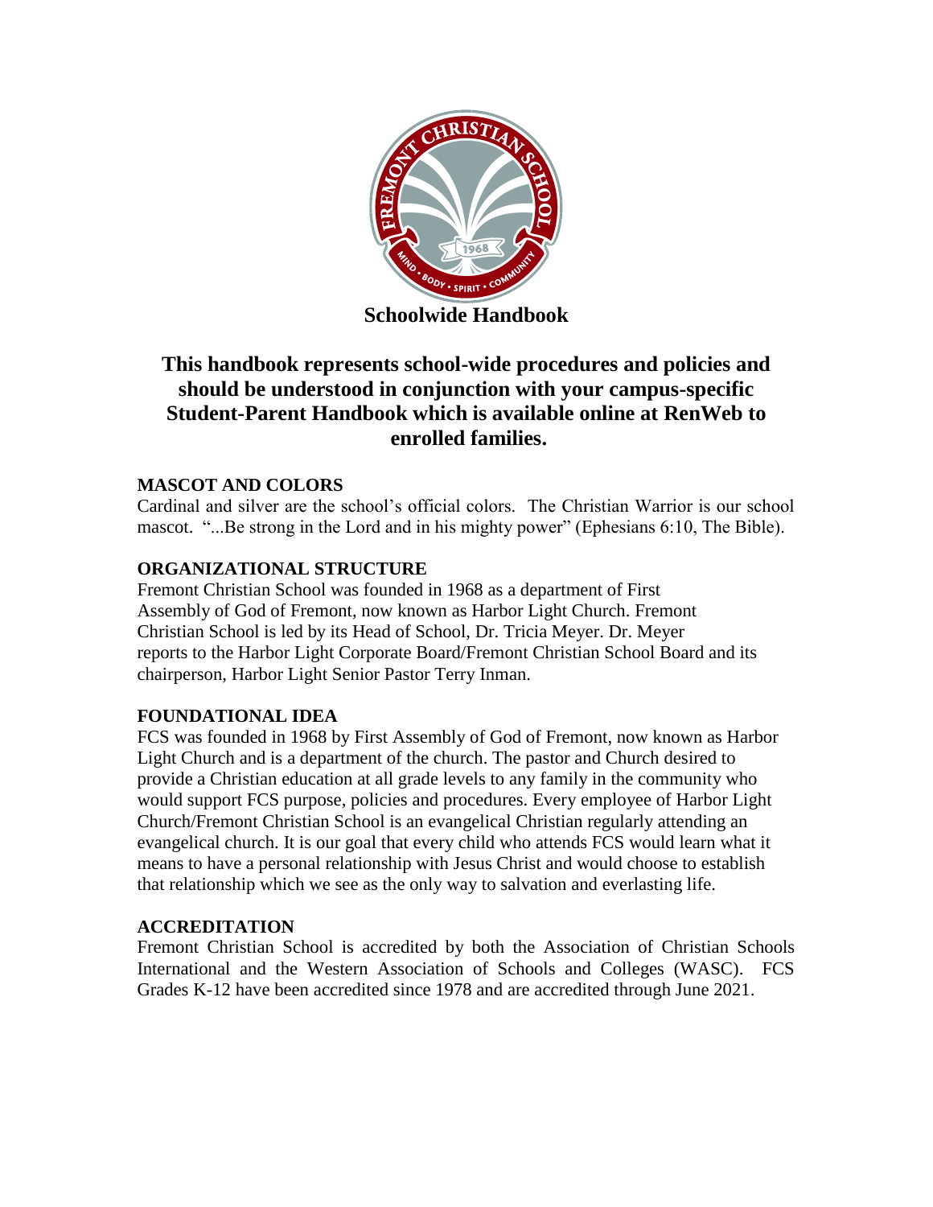# Schoolwide Handbook

## This handbook represents school-wide procedures and policies and should be understood in conjunction with your campus-specific Student-Parent Handbook which is available online at RenWeb to enrolled families.

### MASCOT AND COLORS

Cardinal and silver are the school's official colors. The Christian Warrior is our school mascot. "...Be strong in the Lord and in his mighty power" (Ephesians 6:10, The Bible).

### ORGANIZATIONAL STRUCTURE

Fremont Christian School was founded in 1968 as a department of First Assembly of God of Fremont, now known as Harbor Light Church. Fremont Christian School is led by its Head of School, Dr. Tricia Meyer. Dr. Meyer reports to the Harbor Light Corporate Board/Fremont Christian School Board and its chairperson, Harbor Light Senior Pastor Terry Inman.

### FOUNDATIONAL IDEA

FCS was founded in 1968 by First Assembly of God of Fremont, now known as Harbor Light Church and is a department of the church. The pastor and Church desired to provide a Christian education at all grade levels to any family in the community who would support FCS purpose, policies and procedures. Every employee of Harbor Light Church/Fremont Christian School is an evangelical Christian regularly attending an evangelical church. It is our goal that every child who attends FCS would learn what it means to have a personal relationship with Jesus Christ and would choose to establish that relationship which we see as the only way to salvation and everlasting life.

### ACCREDITATION

Fremont Christian School is accredited by both the Association of Christian Schools International and the Western Association of Schools and Colleges (WASC). FCS Grades K-12 have been accredited since 1978 and are accredited through June 2021.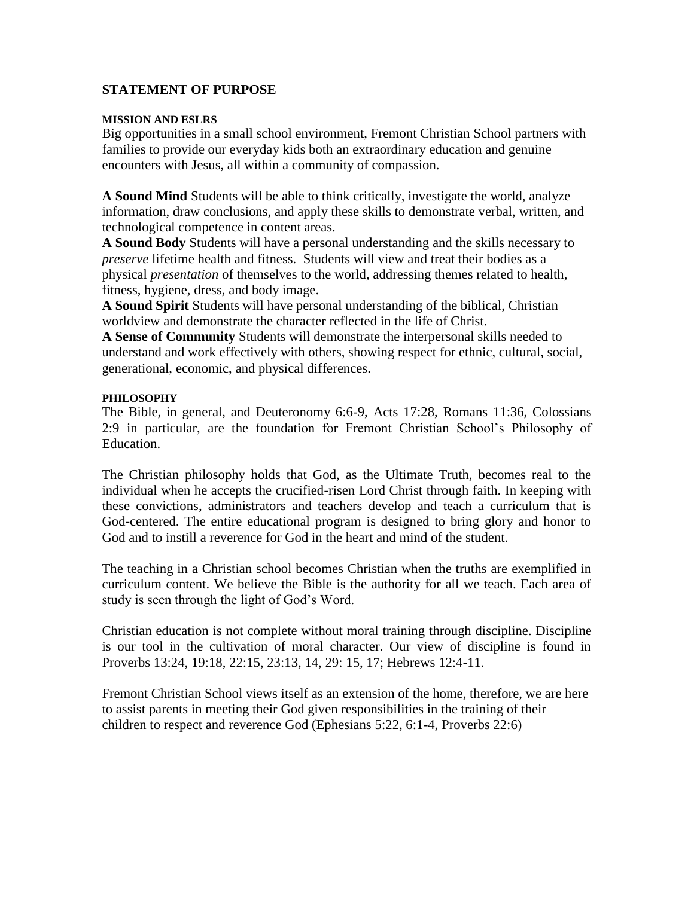## STATEMENT OF PURPOSE

### MISSION AND ESLRS

Big opportunities in a small school environment, Fremont Christian School partners with families to provide our everyday kids both an extraordinary education and genuine encounters with Jesus, all within a community of compassion.

**A Sound Mind** Students will be able to think critically, investigate the world, analyze information, draw conclusions, and apply these skills to demonstrate verbal, written, and technological competence in content areas.

**A Sound Body** Students will have a personal understanding and the skills necessary to *preserve* lifetime health and fitness. Students will view and treat their bodies as a physical *presentation* of themselves to the world, addressing themes related to health, fitness, hygiene, dress, and body image.

**A Sound Spirit** Students will have personal understanding of the biblical, Christian worldview and demonstrate the character reflected in the life of Christ.

**A Sense of Community** Students will demonstrate the interpersonal skills needed to understand and work effectively with others, showing respect for ethnic, cultural, social, generational, economic, and physical differences.

### PHILOSOPHY

The Bible, in general, and Deuteronomy 6:6-9, Acts 17:28, Romans 11:36, Colossians 2:9 in particular, are the foundation for Fremont Christian School's Philosophy of Education.

The Christian philosophy holds that God, as the Ultimate Truth, becomes real to the individual when he accepts the crucified-risen Lord Christ through faith. In keeping with these convictions, administrators and teachers develop and teach a curriculum that is God-centered. The entire educational program is designed to bring glory and honor to God and to instill a reverence for God in the heart and mind of the student.

The teaching in a Christian school becomes Christian when the truths are exemplified in curriculum content. We believe the Bible is the authority for all we teach. Each area of study is seen through the light of God's Word.

Christian education is not complete without moral training through discipline. Discipline is our tool in the cultivation of moral character. Our view of discipline is found in Proverbs 13:24, 19:18, 22:15, 23:13, 14, 29: 15, 17; Hebrews 12:4-11.

Fremont Christian School views itself as an extension of the home, therefore, we are here to assist parents in meeting their God given responsibilities in the training of their children to respect and reverence God (Ephesians 5:22, 6:1-4, Proverbs 22:6)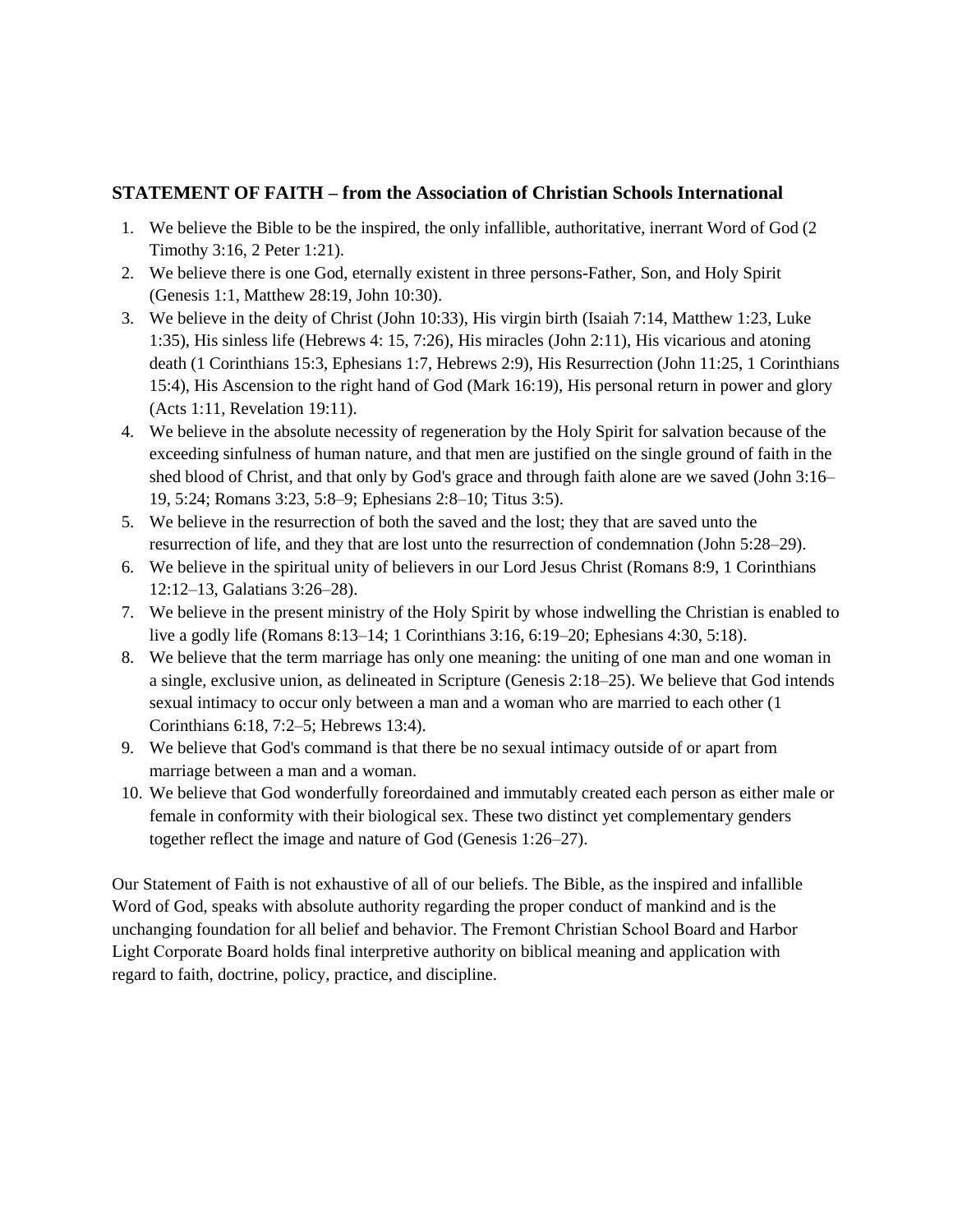### STATEMENT OF FAITH – from the Association of Christian Schools International

1. We believe the Bible to be the inspired, the only infallible, authoritative, inerrant Word of God (2 Timothy 3:16, 2 Peter 1:21).
2. We believe there is one God, eternally existent in three persons-Father, Son, and Holy Spirit (Genesis 1:1, Matthew 28:19, John 10:30).
3. We believe in the deity of Christ (John 10:33), His virgin birth (Isaiah 7:14, Matthew 1:23, Luke 1:35), His sinless life (Hebrews 4: 15, 7:26), His miracles (John 2:11), His vicarious and atoning death (1 Corinthians 15:3, Ephesians 1:7, Hebrews 2:9), His Resurrection (John 11:25, 1 Corinthians 15:4), His Ascension to the right hand of God (Mark 16:19), His personal return in power and glory (Acts 1:11, Revelation 19:11).
4. We believe in the absolute necessity of regeneration by the Holy Spirit for salvation because of the exceeding sinfulness of human nature, and that men are justified on the single ground of faith in the shed blood of Christ, and that only by God's grace and through faith alone are we saved (John 3:16–19, 5:24; Romans 3:23, 5:8–9; Ephesians 2:8–10; Titus 3:5).
5. We believe in the resurrection of both the saved and the lost; they that are saved unto the resurrection of life, and they that are lost unto the resurrection of condemnation (John 5:28–29).
6. We believe in the spiritual unity of believers in our Lord Jesus Christ (Romans 8:9, 1 Corinthians 12:12–13, Galatians 3:26–28).
7. We believe in the present ministry of the Holy Spirit by whose indwelling the Christian is enabled to live a godly life (Romans 8:13–14; 1 Corinthians 3:16, 6:19–20; Ephesians 4:30, 5:18).
8. We believe that the term marriage has only one meaning: the uniting of one man and one woman in a single, exclusive union, as delineated in Scripture (Genesis 2:18–25). We believe that God intends sexual intimacy to occur only between a man and a woman who are married to each other (1 Corinthians 6:18, 7:2–5; Hebrews 13:4).
9. We believe that God's command is that there be no sexual intimacy outside of or apart from marriage between a man and a woman.
10. We believe that God wonderfully foreordained and immutably created each person as either male or female in conformity with their biological sex. These two distinct yet complementary genders together reflect the image and nature of God (Genesis 1:26–27).

Our Statement of Faith is not exhaustive of all of our beliefs. The Bible, as the inspired and infallible Word of God, speaks with absolute authority regarding the proper conduct of mankind and is the unchanging foundation for all belief and behavior. The Fremont Christian School Board and Harbor Light Corporate Board holds final interpretive authority on biblical meaning and application with regard to faith, doctrine, policy, practice, and discipline.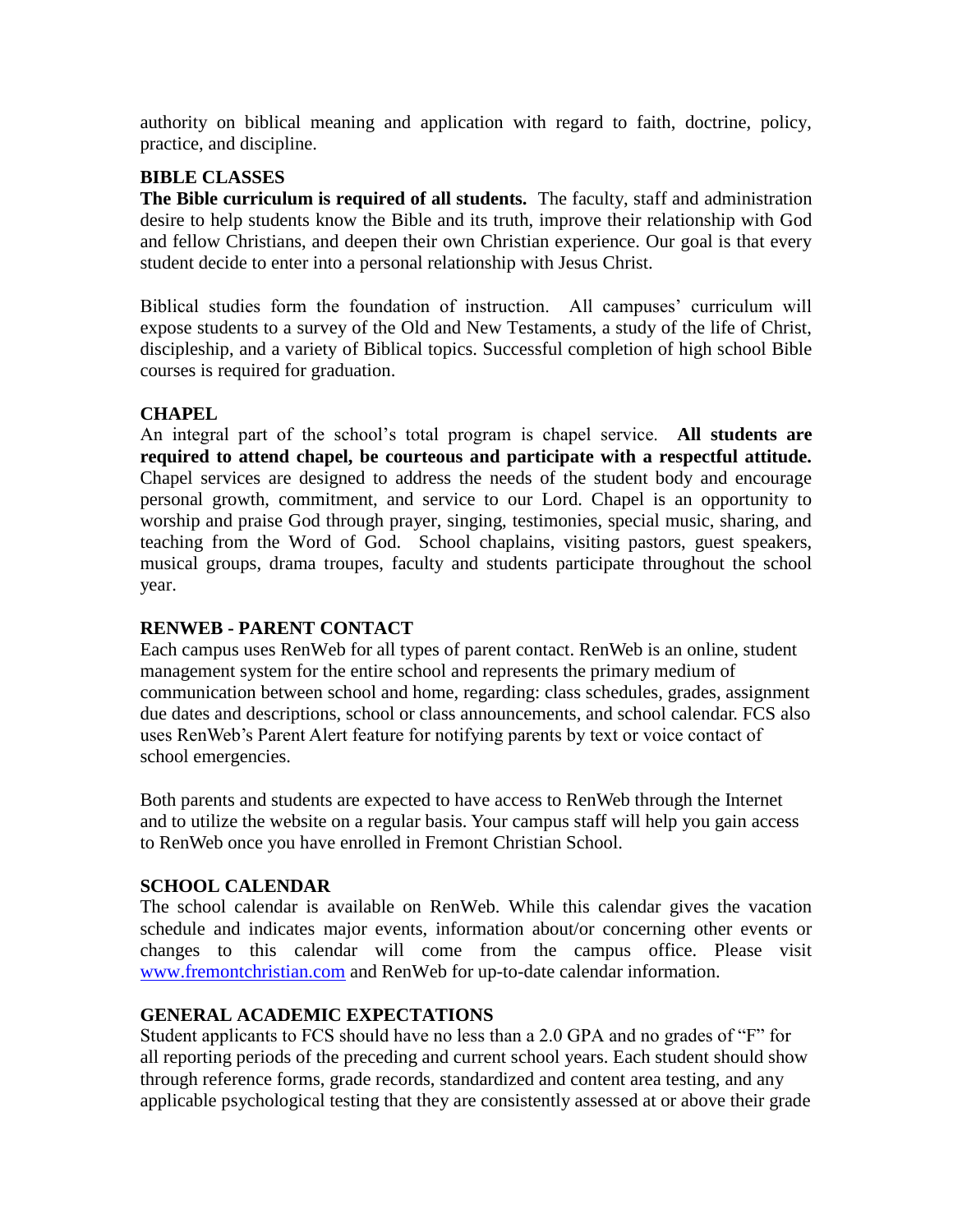authority on biblical meaning and application with regard to faith, doctrine, policy, practice, and discipline.

### BIBLE CLASSES

**The Bible curriculum is required of all students.** The faculty, staff and administration desire to help students know the Bible and its truth, improve their relationship with God and fellow Christians, and deepen their own Christian experience. Our goal is that every student decide to enter into a personal relationship with Jesus Christ.

Biblical studies form the foundation of instruction. All campuses' curriculum will expose students to a survey of the Old and New Testaments, a study of the life of Christ, discipleship, and a variety of Biblical topics. Successful completion of high school Bible courses is required for graduation.

### CHAPEL

An integral part of the school's total program is chapel service. **All students are required to attend chapel, be courteous and participate with a respectful attitude.** Chapel services are designed to address the needs of the student body and encourage personal growth, commitment, and service to our Lord. Chapel is an opportunity to worship and praise God through prayer, singing, testimonies, special music, sharing, and teaching from the Word of God. School chaplains, visiting pastors, guest speakers, musical groups, drama troupes, faculty and students participate throughout the school year.

### RENWEB - PARENT CONTACT

Each campus uses RenWeb for all types of parent contact. RenWeb is an online, student management system for the entire school and represents the primary medium of communication between school and home, regarding: class schedules, grades, assignment due dates and descriptions, school or class announcements, and school calendar. FCS also uses RenWeb's Parent Alert feature for notifying parents by text or voice contact of school emergencies.

Both parents and students are expected to have access to RenWeb through the Internet and to utilize the website on a regular basis. Your campus staff will help you gain access to RenWeb once you have enrolled in Fremont Christian School.

### SCHOOL CALENDAR

The school calendar is available on RenWeb. While this calendar gives the vacation schedule and indicates major events, information about/or concerning other events or changes to this calendar will come from the campus office. Please visit [www.fremontchristian.com](http://www.fremontchristian.com) and RenWeb for up-to-date calendar information.

### GENERAL ACADEMIC EXPECTATIONS

Student applicants to FCS should have no less than a 2.0 GPA and no grades of "F" for all reporting periods of the preceding and current school years. Each student should show through reference forms, grade records, standardized and content area testing, and any applicable psychological testing that they are consistently assessed at or above their grade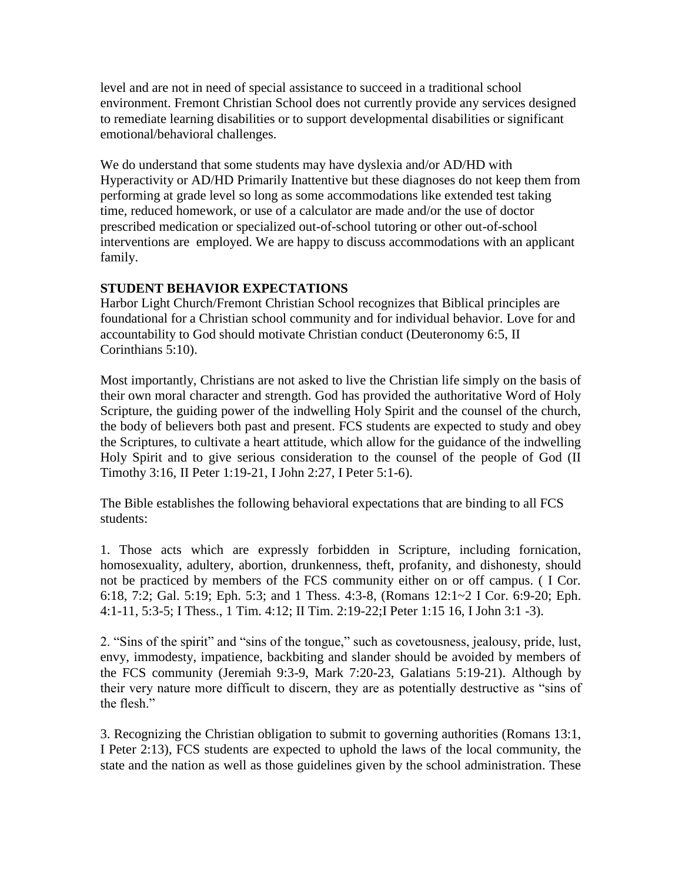level and are not in need of special assistance to succeed in a traditional school environment. Fremont Christian School does not currently provide any services designed to remediate learning disabilities or to support developmental disabilities or significant emotional/behavioral challenges.

We do understand that some students may have dyslexia and/or AD/HD with Hyperactivity or AD/HD Primarily Inattentive but these diagnoses do not keep them from performing at grade level so long as some accommodations like extended test taking time, reduced homework, or use of a calculator are made and/or the use of doctor prescribed medication or specialized out-of-school tutoring or other out-of-school interventions are employed. We are happy to discuss accommodations with an applicant family.

**STUDENT BEHAVIOR EXPECTATIONS**

Harbor Light Church/Fremont Christian School recognizes that Biblical principles are foundational for a Christian school community and for individual behavior. Love for and accountability to God should motivate Christian conduct (Deuteronomy 6:5, II Corinthians 5:10).

Most importantly, Christians are not asked to live the Christian life simply on the basis of their own moral character and strength. God has provided the authoritative Word of Holy Scripture, the guiding power of the indwelling Holy Spirit and the counsel of the church, the body of believers both past and present. FCS students are expected to study and obey the Scriptures, to cultivate a heart attitude, which allow for the guidance of the indwelling Holy Spirit and to give serious consideration to the counsel of the people of God (II Timothy 3:16, II Peter 1:19-21, I John 2:27, I Peter 5:1-6).

The Bible establishes the following behavioral expectations that are binding to all FCS students:

1. Those acts which are expressly forbidden in Scripture, including fornication, homosexuality, adultery, abortion, drunkenness, theft, profanity, and dishonesty, should not be practiced by members of the FCS community either on or off campus. ( I Cor. 6:18, 7:2; Gal. 5:19; Eph. 5:3; and 1 Thess. 4:3-8, (Romans 12:1~2 I Cor. 6:9-20; Eph. 4:1-11, 5:3-5; I Thess., 1 Tim. 4:12; II Tim. 2:19-22;I Peter 1:15 16, I John 3:1 -3).

2. "Sins of the spirit" and "sins of the tongue," such as covetousness, jealousy, pride, lust, envy, immodesty, impatience, backbiting and slander should be avoided by members of the FCS community (Jeremiah 9:3-9, Mark 7:20-23, Galatians 5:19-21). Although by their very nature more difficult to discern, they are as potentially destructive as "sins of the flesh."

3. Recognizing the Christian obligation to submit to governing authorities (Romans 13:1, I Peter 2:13), FCS students are expected to uphold the laws of the local community, the state and the nation as well as those guidelines given by the school administration. These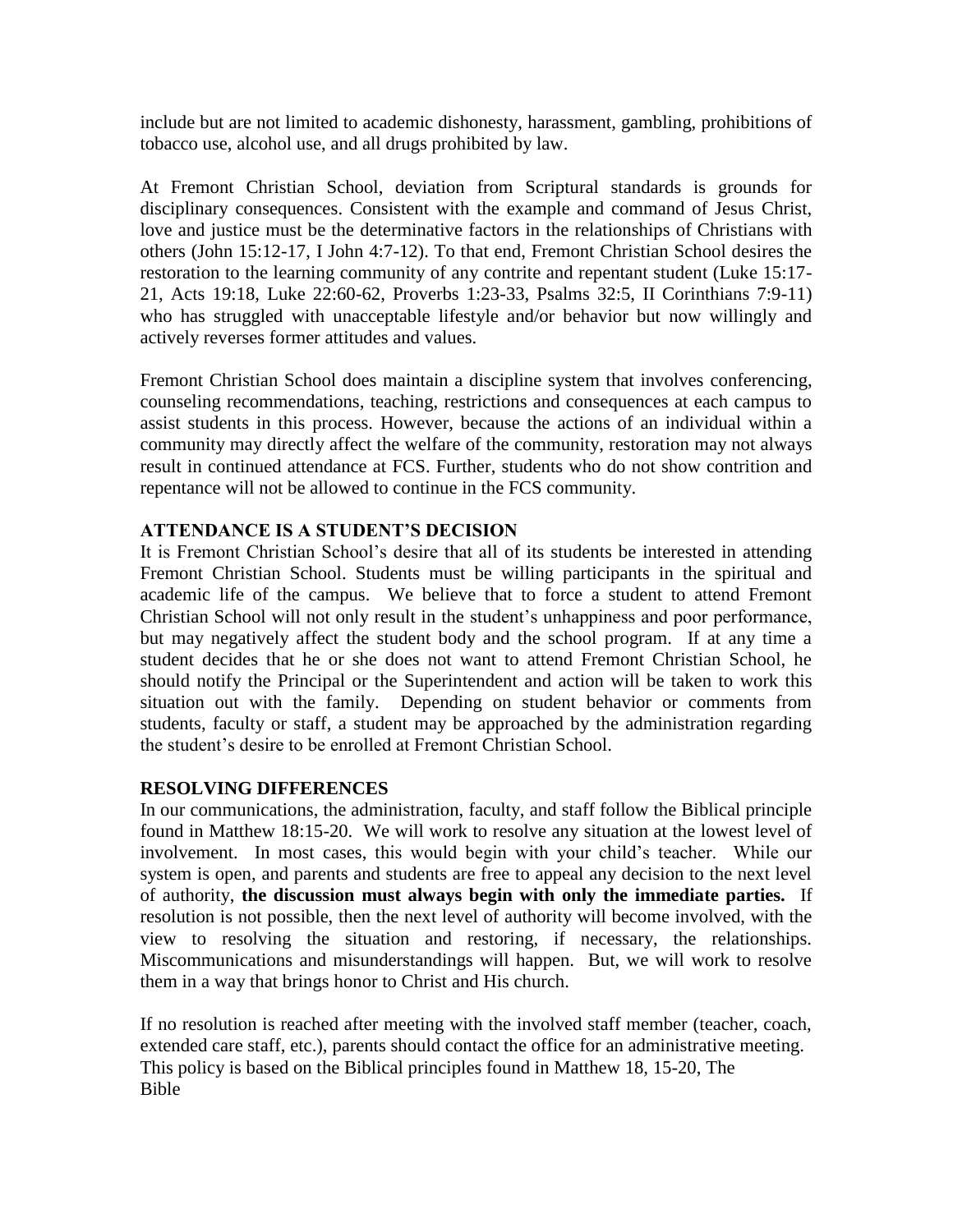include but are not limited to academic dishonesty, harassment, gambling, prohibitions of tobacco use, alcohol use, and all drugs prohibited by law.

At Fremont Christian School, deviation from Scriptural standards is grounds for disciplinary consequences. Consistent with the example and command of Jesus Christ, love and justice must be the determinative factors in the relationships of Christians with others (John 15:12-17, I John 4:7-12). To that end, Fremont Christian School desires the restoration to the learning community of any contrite and repentant student (Luke 15:17-21, Acts 19:18, Luke 22:60-62, Proverbs 1:23-33, Psalms 32:5, II Corinthians 7:9-11) who has struggled with unacceptable lifestyle and/or behavior but now willingly and actively reverses former attitudes and values.

Fremont Christian School does maintain a discipline system that involves conferencing, counseling recommendations, teaching, restrictions and consequences at each campus to assist students in this process. However, because the actions of an individual within a community may directly affect the welfare of the community, restoration may not always result in continued attendance at FCS. Further, students who do not show contrition and repentance will not be allowed to continue in the FCS community.

**ATTENDANCE IS A STUDENT'S DECISION**

It is Fremont Christian School's desire that all of its students be interested in attending Fremont Christian School. Students must be willing participants in the spiritual and academic life of the campus. We believe that to force a student to attend Fremont Christian School will not only result in the student's unhappiness and poor performance, but may negatively affect the student body and the school program. If at any time a student decides that he or she does not want to attend Fremont Christian School, he should notify the Principal or the Superintendent and action will be taken to work this situation out with the family. Depending on student behavior or comments from students, faculty or staff, a student may be approached by the administration regarding the student's desire to be enrolled at Fremont Christian School.

**RESOLVING DIFFERENCES**

In our communications, the administration, faculty, and staff follow the Biblical principle found in Matthew 18:15-20. We will work to resolve any situation at the lowest level of involvement. In most cases, this would begin with your child's teacher. While our system is open, and parents and students are free to appeal any decision to the next level of authority, **the discussion must always begin with only the immediate parties.** If resolution is not possible, then the next level of authority will become involved, with the view to resolving the situation and restoring, if necessary, the relationships. Miscommunications and misunderstandings will happen. But, we will work to resolve them in a way that brings honor to Christ and His church.

If no resolution is reached after meeting with the involved staff member (teacher, coach, extended care staff, etc.), parents should contact the office for an administrative meeting. This policy is based on the Biblical principles found in Matthew 18, 15-20, The Bible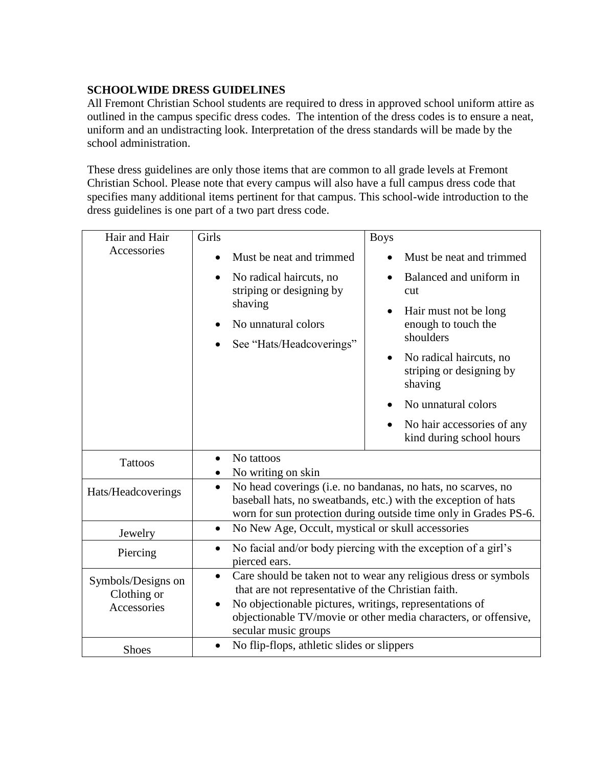**SCHOOLWIDE DRESS GUIDELINES**

All Fremont Christian School students are required to dress in approved school uniform attire as outlined in the campus specific dress codes. The intention of the dress codes is to ensure a neat, uniform and an undistracting look. Interpretation of the dress standards will be made by the school administration.

These dress guidelines are only those items that are common to all grade levels at Fremont Christian School. Please note that every campus will also have a full campus dress code that specifies many additional items pertinent for that campus. This school-wide introduction to the dress guidelines is one part of a two part dress code.

| Hair and Hair Accessories | Girls<br>• Must be neat and trimmed<br>• No radical haircuts, no striping or designing by shaving<br>• No unnatural colors<br>• See "Hats/Headcoverings" | Boys<br>• Must be neat and trimmed<br>• Balanced and uniform in cut<br>• Hair must not be long enough to touch the shoulders<br>• No radical haircuts, no striping or designing by shaving<br>• No unnatural colors<br>• No hair accessories of any kind during school hours |
|---|---|---|
| Tattoos | • No tattoos<br>• No writing on skin | |
| Hats/Headcoverings | • No head coverings (i.e. no bandanas, no hats, no scarves, no baseball hats, no sweatbands, etc.) with the exception of hats worn for sun protection during outside time only in Grades PS-6. | |
| Jewelry | • No New Age, Occult, mystical or skull accessories | |
| Piercing | • No facial and/or body piercing with the exception of a girl's pierced ears. | |
| Symbols/Designs on Clothing or Accessories | • Care should be taken not to wear any religious dress or symbols that are not representative of the Christian faith.<br>• No objectionable pictures, writings, representations of objectionable TV/movie or other media characters, or offensive, secular music groups | |
| Shoes | • No flip-flops, athletic slides or slippers | |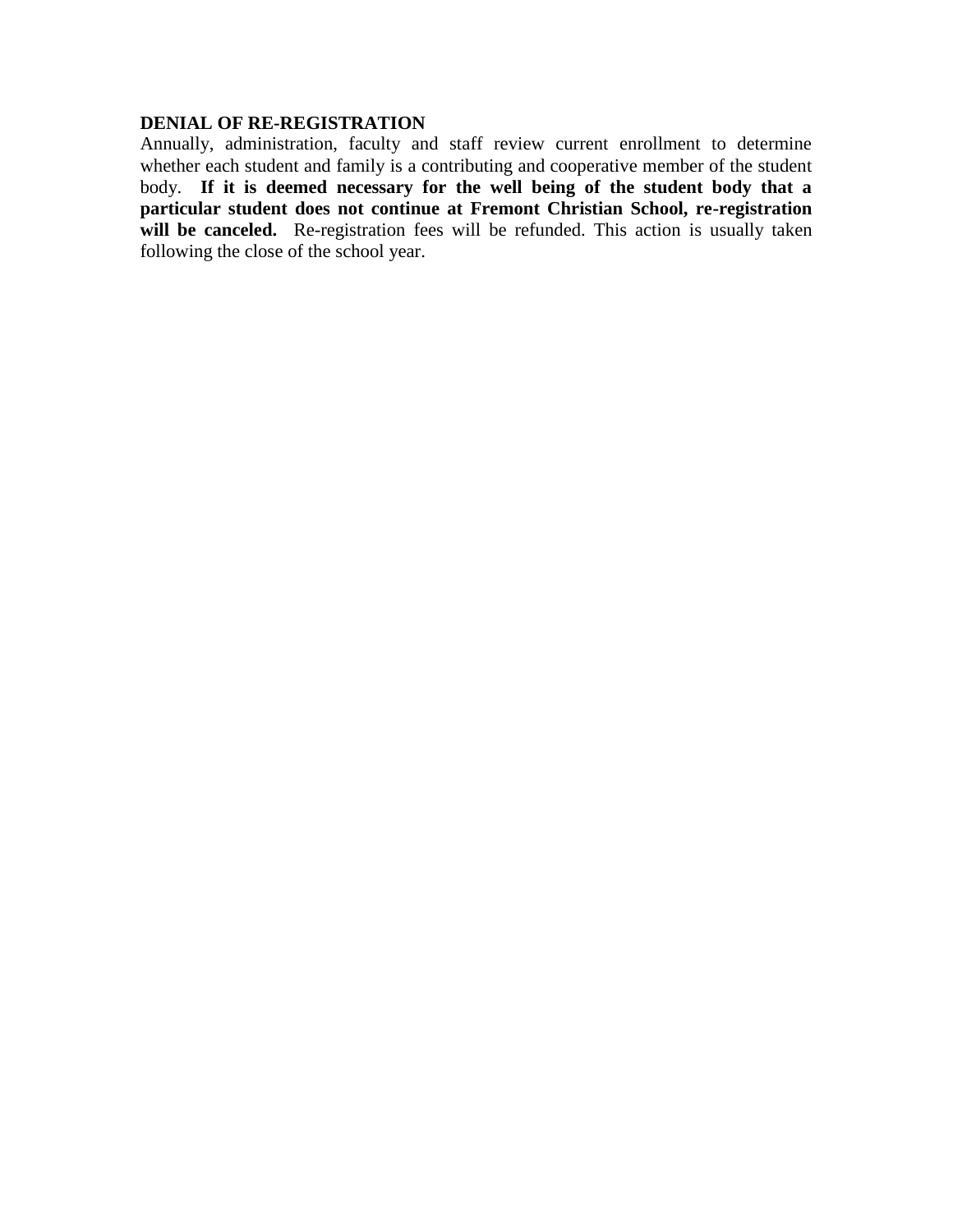**DENIAL OF RE-REGISTRATION**

Annually, administration, faculty and staff review current enrollment to determine whether each student and family is a contributing and cooperative member of the student body. **If it is deemed necessary for the well being of the student body that a particular student does not continue at Fremont Christian School, re-registration will be canceled.** Re-registration fees will be refunded. This action is usually taken following the close of the school year.